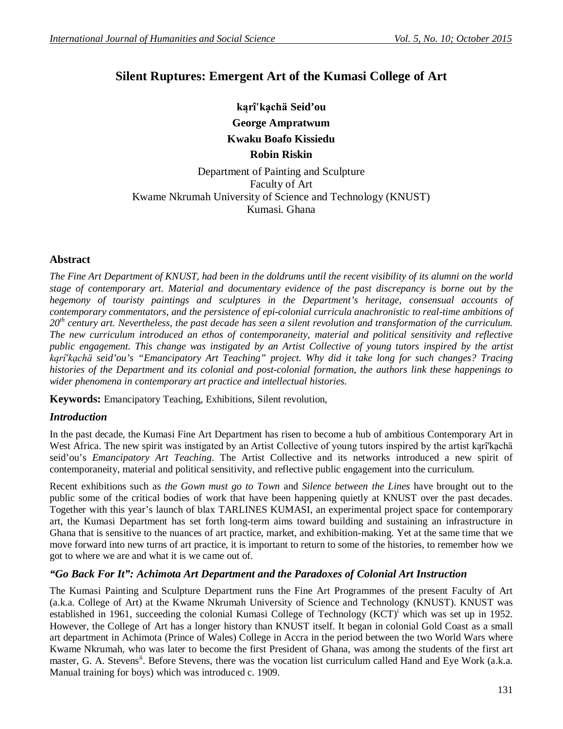# Silent Ruptures: Emergent Art of the Kumasi College of Art

**kạrî'kạchä Seid'ou**

**George Ampratwum**

**Kwaku Boafo Kissiedu**

**Robin Riskin**

Department of Painting and Sculpture
Faculty of Art
Kwame Nkrumah University of Science and Technology (KNUST)
Kumasi. Ghana

## Abstract

*The Fine Art Department of KNUST, had been in the doldrums until the recent visibility of its alumni on the world stage of contemporary art. Material and documentary evidence of the past discrepancy is borne out by the hegemony of touristy paintings and sculptures in the Department's heritage, consensual accounts of contemporary commentators, and the persistence of epi-colonial curricula anachronistic to real-time ambitions of 20th century art. Nevertheless, the past decade has seen a silent revolution and transformation of the curriculum. The new curriculum introduced an ethos of contemporaneity, material and political sensitivity and reflective public engagement. This change was instigated by an Artist Collective of young tutors inspired by the artist kạrî'kạchä seid'ou's "Emancipatory Art Teaching" project. Why did it take long for such changes? Tracing histories of the Department and its colonial and post-colonial formation, the authors link these happenings to wider phenomena in contemporary art practice and intellectual histories.*

**Keywords:** Emancipatory Teaching, Exhibitions, Silent revolution,

## *Introduction*

In the past decade, the Kumasi Fine Art Department has risen to become a hub of ambitious Contemporary Art in West Africa. The new spirit was instigated by an Artist Collective of young tutors inspired by the artist kạrî'kạchä seid'ou's *Emancipatory Art Teaching*. The Artist Collective and its networks introduced a new spirit of contemporaneity, material and political sensitivity, and reflective public engagement into the curriculum.

Recent exhibitions such as *the Gown must go to Town* and *Silence between the Lines* have brought out to the public some of the critical bodies of work that have been happening quietly at KNUST over the past decades. Together with this year's launch of blax TARLINES KUMASI, an experimental project space for contemporary art, the Kumasi Department has set forth long-term aims toward building and sustaining an infrastructure in Ghana that is sensitive to the nuances of art practice, market, and exhibition-making. Yet at the same time that we move forward into new turns of art practice, it is important to return to some of the histories, to remember how we got to where we are and what it is we came out of.

## *"Go Back For It": Achimota Art Department and the Paradoxes of Colonial Art Instruction*

The Kumasi Painting and Sculpture Department runs the Fine Art Programmes of the present Faculty of Art (a.k.a. College of Art) at the Kwame Nkrumah University of Science and Technology (KNUST). KNUST was established in 1961, succeeding the colonial Kumasi College of Technology (KCT)[i] which was set up in 1952. However, the College of Art has a longer history than KNUST itself. It began in colonial Gold Coast as a small art department in Achimota (Prince of Wales) College in Accra in the period between the two World Wars where Kwame Nkrumah, who was later to become the first President of Ghana, was among the students of the first art master, G. A. Stevens[ii]. Before Stevens, there was the vocation list curriculum called Hand and Eye Work (a.k.a. Manual training for boys) which was introduced c. 1909.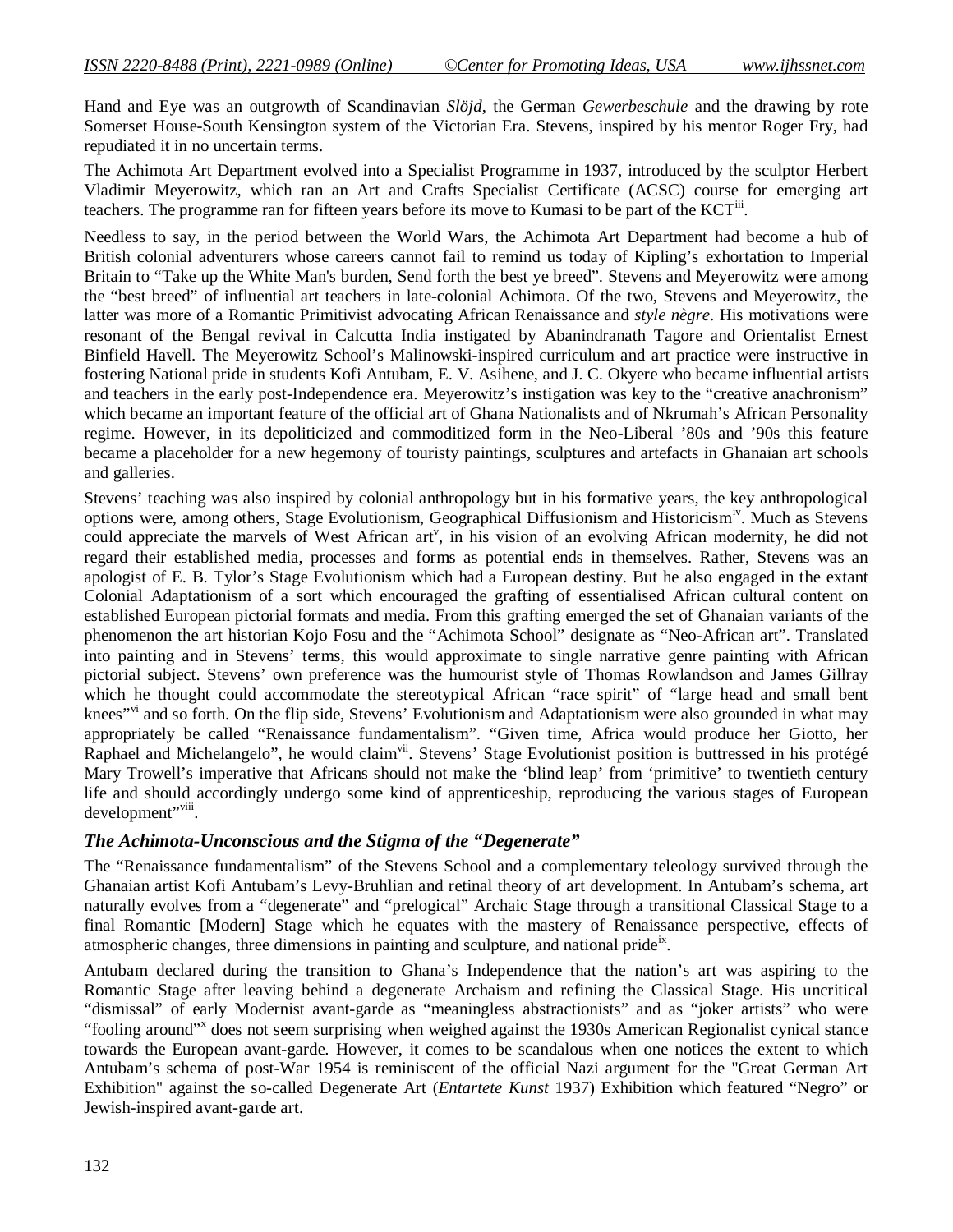Hand and Eye was an outgrowth of Scandinavian *Slöjd*, the German *Gewerbeschule* and the drawing by rote Somerset House-South Kensington system of the Victorian Era. Stevens, inspired by his mentor Roger Fry, had repudiated it in no uncertain terms.

The Achimota Art Department evolved into a Specialist Programme in 1937, introduced by the sculptor Herbert Vladimir Meyerowitz, which ran an Art and Crafts Specialist Certificate (ACSC) course for emerging art teachers. The programme ran for fifteen years before its move to Kumasi to be part of the KCT[iii].

Needless to say, in the period between the World Wars, the Achimota Art Department had become a hub of British colonial adventurers whose careers cannot fail to remind us today of Kipling's exhortation to Imperial Britain to "Take up the White Man's burden, Send forth the best ye breed". Stevens and Meyerowitz were among the "best breed" of influential art teachers in late-colonial Achimota. Of the two, Stevens and Meyerowitz, the latter was more of a Romantic Primitivist advocating African Renaissance and *style nègre*. His motivations were resonant of the Bengal revival in Calcutta India instigated by Abanindranath Tagore and Orientalist Ernest Binfield Havell. The Meyerowitz School's Malinowski-inspired curriculum and art practice were instructive in fostering National pride in students Kofi Antubam, E. V. Asihene, and J. C. Okyere who became influential artists and teachers in the early post-Independence era. Meyerowitz's instigation was key to the "creative anachronism" which became an important feature of the official art of Ghana Nationalists and of Nkrumah's African Personality regime. However, in its depoliticized and commoditized form in the Neo-Liberal '80s and '90s this feature became a placeholder for a new hegemony of touristy paintings, sculptures and artefacts in Ghanaian art schools and galleries.

Stevens' teaching was also inspired by colonial anthropology but in his formative years, the key anthropological options were, among others, Stage Evolutionism, Geographical Diffusionism and Historicism[iv]. Much as Stevens could appreciate the marvels of West African art[v], in his vision of an evolving African modernity, he did not regard their established media, processes and forms as potential ends in themselves. Rather, Stevens was an apologist of E. B. Tylor's Stage Evolutionism which had a European destiny. But he also engaged in the extant Colonial Adaptationism of a sort which encouraged the grafting of essentialised African cultural content on established European pictorial formats and media. From this grafting emerged the set of Ghanaian variants of the phenomenon the art historian Kojo Fosu and the "Achimota School" designate as "Neo-African art". Translated into painting and in Stevens' terms, this would approximate to single narrative genre painting with African pictorial subject. Stevens' own preference was the humourist style of Thomas Rowlandson and James Gillray which he thought could accommodate the stereotypical African "race spirit" of "large head and small bent knees"[vi] and so forth. On the flip side, Stevens' Evolutionism and Adaptationism were also grounded in what may appropriately be called "Renaissance fundamentalism". "Given time, Africa would produce her Giotto, her Raphael and Michelangelo", he would claim[vii]. Stevens' Stage Evolutionist position is buttressed in his protégé Mary Trowell's imperative that Africans should not make the 'blind leap' from 'primitive' to twentieth century life and should accordingly undergo some kind of apprenticeship, reproducing the various stages of European development"[viii].

### *The Achimota-Unconscious and the Stigma of the "Degenerate"*

The "Renaissance fundamentalism" of the Stevens School and a complementary teleology survived through the Ghanaian artist Kofi Antubam's Levy-Bruhlian and retinal theory of art development. In Antubam's schema, art naturally evolves from a "degenerate" and "prelogical" Archaic Stage through a transitional Classical Stage to a final Romantic [Modern] Stage which he equates with the mastery of Renaissance perspective, effects of atmospheric changes, three dimensions in painting and sculpture, and national pride[ix].

Antubam declared during the transition to Ghana's Independence that the nation's art was aspiring to the Romantic Stage after leaving behind a degenerate Archaism and refining the Classical Stage. His uncritical "dismissal" of early Modernist avant-garde as "meaningless abstractionists" and as "joker artists" who were "fooling around"[x] does not seem surprising when weighed against the 1930s American Regionalist cynical stance towards the European avant-garde. However, it comes to be scandalous when one notices the extent to which Antubam's schema of post-War 1954 is reminiscent of the official Nazi argument for the "Great German Art Exhibition" against the so-called Degenerate Art (*Entartete Kunst* 1937) Exhibition which featured "Negro" or Jewish-inspired avant-garde art.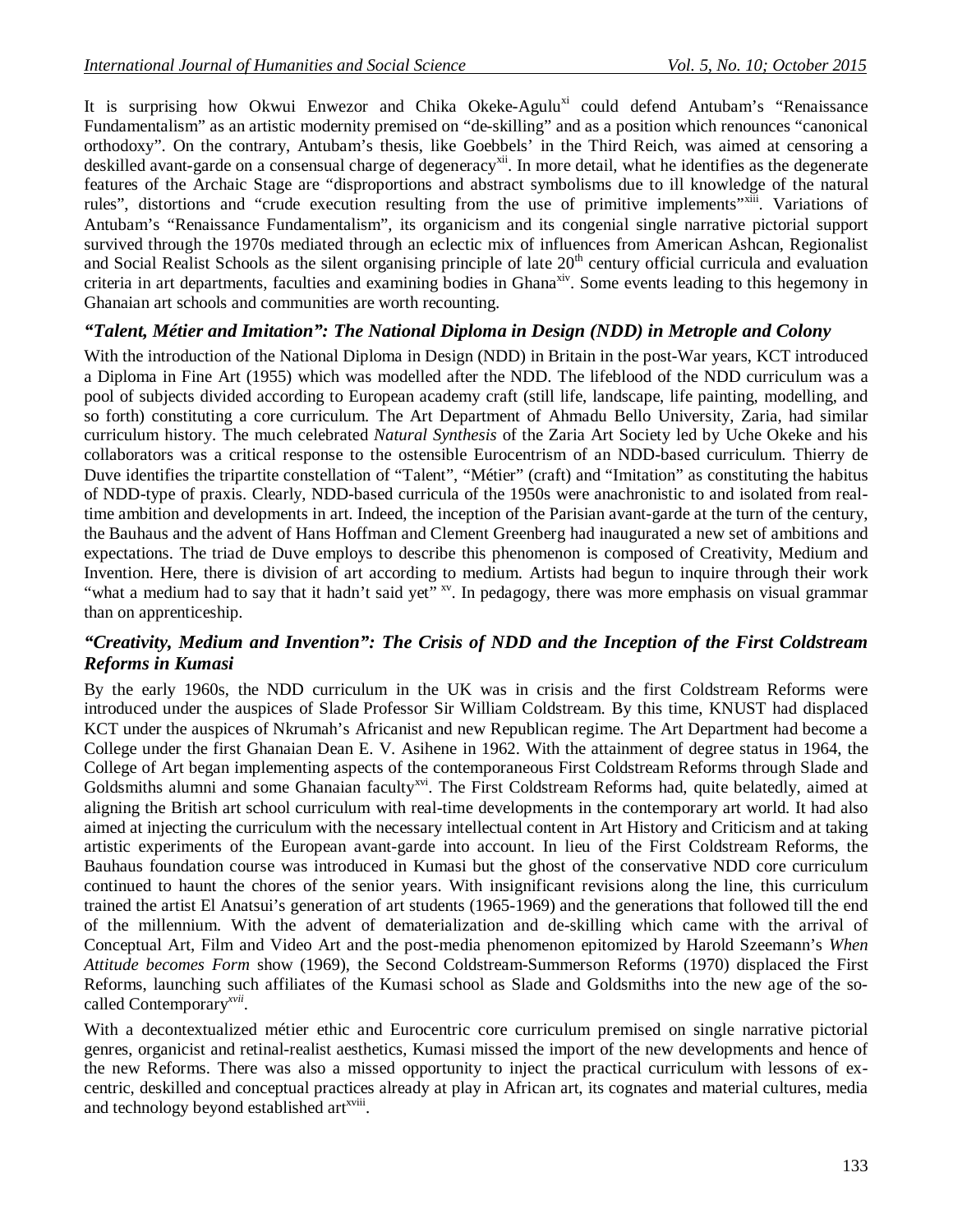It is surprising how Okwui Enwezor and Chika Okeke-Agulu[xi] could defend Antubam's "Renaissance Fundamentalism" as an artistic modernity premised on "de-skilling" and as a position which renounces "canonical orthodoxy". On the contrary, Antubam's thesis, like Goebbels' in the Third Reich, was aimed at censoring a deskilled avant-garde on a consensual charge of degeneracy[xii]. In more detail, what he identifies as the degenerate features of the Archaic Stage are "disproportions and abstract symbolisms due to ill knowledge of the natural rules", distortions and "crude execution resulting from the use of primitive implements"[xiii]. Variations of Antubam's "Renaissance Fundamentalism", its organicism and its congenial single narrative pictorial support survived through the 1970s mediated through an eclectic mix of influences from American Ashcan, Regionalist and Social Realist Schools as the silent organising principle of late 20th century official curricula and evaluation criteria in art departments, faculties and examining bodies in Ghana[xiv]. Some events leading to this hegemony in Ghanaian art schools and communities are worth recounting.

### *"Talent, Métier and Imitation": The National Diploma in Design (NDD) in Metrople and Colony*

With the introduction of the National Diploma in Design (NDD) in Britain in the post-War years, KCT introduced a Diploma in Fine Art (1955) which was modelled after the NDD. The lifeblood of the NDD curriculum was a pool of subjects divided according to European academy craft (still life, landscape, life painting, modelling, and so forth) constituting a core curriculum. The Art Department of Ahmadu Bello University, Zaria, had similar curriculum history. The much celebrated *Natural Synthesis* of the Zaria Art Society led by Uche Okeke and his collaborators was a critical response to the ostensible Eurocentrism of an NDD-based curriculum. Thierry de Duve identifies the tripartite constellation of "Talent", "Métier" (craft) and "Imitation" as constituting the habitus of NDD-type of praxis. Clearly, NDD-based curricula of the 1950s were anachronistic to and isolated from real-time ambition and developments in art. Indeed, the inception of the Parisian avant-garde at the turn of the century, the Bauhaus and the advent of Hans Hoffman and Clement Greenberg had inaugurated a new set of ambitions and expectations. The triad de Duve employs to describe this phenomenon is composed of Creativity, Medium and Invention. Here, there is division of art according to medium. Artists had begun to inquire through their work "what a medium had to say that it hadn't said yet" [xv]. In pedagogy, there was more emphasis on visual grammar than on apprenticeship.

### *"Creativity, Medium and Invention": The Crisis of NDD and the Inception of the First Coldstream Reforms in Kumasi*

By the early 1960s, the NDD curriculum in the UK was in crisis and the first Coldstream Reforms were introduced under the auspices of Slade Professor Sir William Coldstream. By this time, KNUST had displaced KCT under the auspices of Nkrumah's Africanist and new Republican regime. The Art Department had become a College under the first Ghanaian Dean E. V. Asihene in 1962. With the attainment of degree status in 1964, the College of Art began implementing aspects of the contemporaneous First Coldstream Reforms through Slade and Goldsmiths alumni and some Ghanaian faculty[xvi]. The First Coldstream Reforms had, quite belatedly, aimed at aligning the British art school curriculum with real-time developments in the contemporary art world. It had also aimed at injecting the curriculum with the necessary intellectual content in Art History and Criticism and at taking artistic experiments of the European avant-garde into account. In lieu of the First Coldstream Reforms, the Bauhaus foundation course was introduced in Kumasi but the ghost of the conservative NDD core curriculum continued to haunt the chores of the senior years. With insignificant revisions along the line, this curriculum trained the artist El Anatsui's generation of art students (1965-1969) and the generations that followed till the end of the millennium. With the advent of dematerialization and de-skilling which came with the arrival of Conceptual Art, Film and Video Art and the post-media phenomenon epitomized by Harold Szeemann's *When Attitude becomes Form* show (1969), the Second Coldstream-Summerson Reforms (1970) displaced the First Reforms, launching such affiliates of the Kumasi school as Slade and Goldsmiths into the new age of the so-called Contemporary[xvii].

With a decontextualized métier ethic and Eurocentric core curriculum premised on single narrative pictorial genres, organicist and retinal-realist aesthetics, Kumasi missed the import of the new developments and hence of the new Reforms. There was also a missed opportunity to inject the practical curriculum with lessons of ex-centric, deskilled and conceptual practices already at play in African art, its cognates and material cultures, media and technology beyond established art[xviii].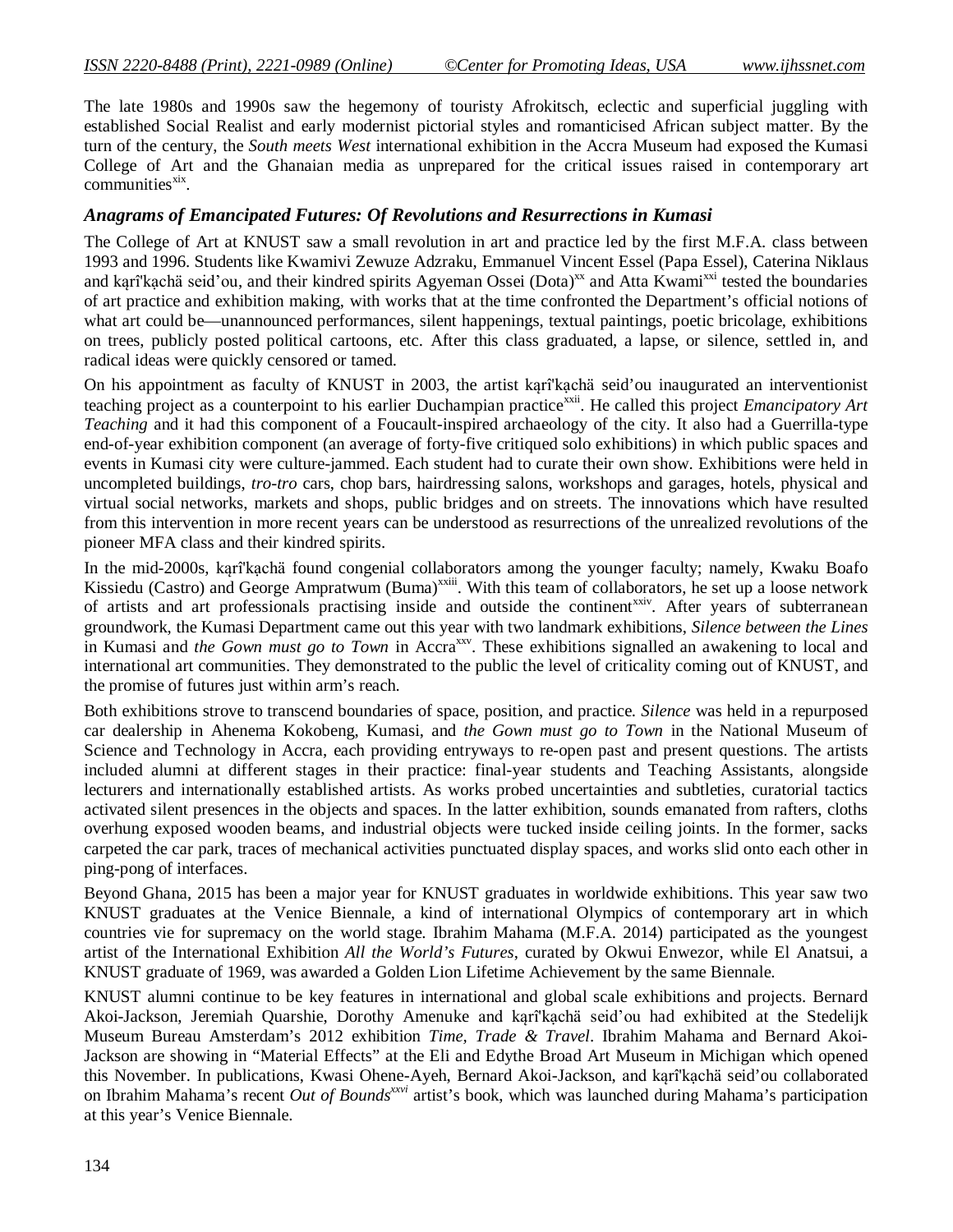The late 1980s and 1990s saw the hegemony of touristy Afrokitsch, eclectic and superficial juggling with established Social Realist and early modernist pictorial styles and romanticised African subject matter. By the turn of the century, the *South meets West* international exhibition in the Accra Museum had exposed the Kumasi College of Art and the Ghanaian media as unprepared for the critical issues raised in contemporary art communities[xix].

### *Anagrams of Emancipated Futures: Of Revolutions and Resurrections in Kumasi*

The College of Art at KNUST saw a small revolution in art and practice led by the first M.F.A. class between 1993 and 1996. Students like Kwamivi Zewuze Adzraku, Emmanuel Vincent Essel (Papa Essel), Caterina Niklaus and kąrî'kạchä seid'ou, and their kindred spirits Agyeman Ossei (Dota)[xx] and Atta Kwami[xxi] tested the boundaries of art practice and exhibition making, with works that at the time confronted the Department's official notions of what art could be—unannounced performances, silent happenings, textual paintings, poetic bricolage, exhibitions on trees, publicly posted political cartoons, etc. After this class graduated, a lapse, or silence, settled in, and radical ideas were quickly censored or tamed.

On his appointment as faculty of KNUST in 2003, the artist kąrî'kạchä seid'ou inaugurated an interventionist teaching project as a counterpoint to his earlier Duchampian practice[xxii]. He called this project *Emancipatory Art Teaching* and it had this component of a Foucault-inspired archaeology of the city. It also had a Guerrilla-type end-of-year exhibition component (an average of forty-five critiqued solo exhibitions) in which public spaces and events in Kumasi city were culture-jammed. Each student had to curate their own show. Exhibitions were held in uncompleted buildings, *tro-tro* cars, chop bars, hairdressing salons, workshops and garages, hotels, physical and virtual social networks, markets and shops, public bridges and on streets. The innovations which have resulted from this intervention in more recent years can be understood as resurrections of the unrealized revolutions of the pioneer MFA class and their kindred spirits.

In the mid-2000s, kąrî'kạchä found congenial collaborators among the younger faculty; namely, Kwaku Boafo Kissiedu (Castro) and George Ampratwum (Buma)[xxiii]. With this team of collaborators, he set up a loose network of artists and art professionals practising inside and outside the continent[xxiv]. After years of subterranean groundwork, the Kumasi Department came out this year with two landmark exhibitions, *Silence between the Lines* in Kumasi and *the Gown must go to Town* in Accra[xxv]. These exhibitions signalled an awakening to local and international art communities. They demonstrated to the public the level of criticality coming out of KNUST, and the promise of futures just within arm's reach.

Both exhibitions strove to transcend boundaries of space, position, and practice. *Silence* was held in a repurposed car dealership in Ahenema Kokobeng, Kumasi, and *the Gown must go to Town* in the National Museum of Science and Technology in Accra, each providing entryways to re-open past and present questions. The artists included alumni at different stages in their practice: final-year students and Teaching Assistants, alongside lecturers and internationally established artists. As works probed uncertainties and subtleties, curatorial tactics activated silent presences in the objects and spaces. In the latter exhibition, sounds emanated from rafters, cloths overhung exposed wooden beams, and industrial objects were tucked inside ceiling joints. In the former, sacks carpeted the car park, traces of mechanical activities punctuated display spaces, and works slid onto each other in ping-pong of interfaces.

Beyond Ghana, 2015 has been a major year for KNUST graduates in worldwide exhibitions. This year saw two KNUST graduates at the Venice Biennale, a kind of international Olympics of contemporary art in which countries vie for supremacy on the world stage. Ibrahim Mahama (M.F.A. 2014) participated as the youngest artist of the International Exhibition *All the World's Futures*, curated by Okwui Enwezor, while El Anatsui, a KNUST graduate of 1969, was awarded a Golden Lion Lifetime Achievement by the same Biennale.

KNUST alumni continue to be key features in international and global scale exhibitions and projects. Bernard Akoi-Jackson, Jeremiah Quarshie, Dorothy Amenuke and kąrî'kạchä seid'ou had exhibited at the Stedelijk Museum Bureau Amsterdam's 2012 exhibition *Time, Trade & Travel*. Ibrahim Mahama and Bernard Akoi-Jackson are showing in "Material Effects" at the Eli and Edythe Broad Art Museum in Michigan which opened this November. In publications, Kwasi Ohene-Ayeh, Bernard Akoi-Jackson, and kąrî'kạchä seid'ou collaborated on Ibrahim Mahama's recent *Out of Bounds*[xxvi] artist's book, which was launched during Mahama's participation at this year's Venice Biennale.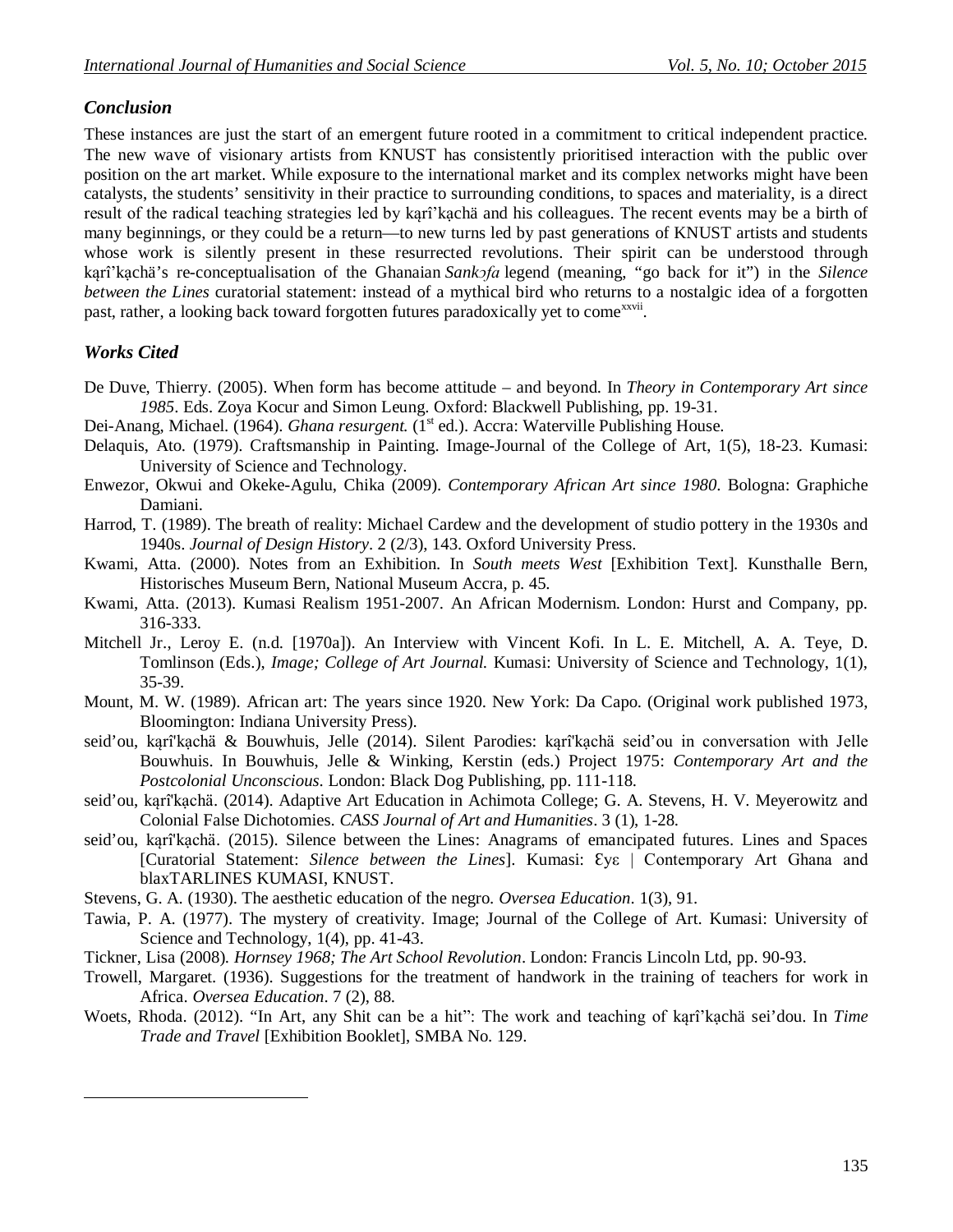## *Conclusion*

These instances are just the start of an emergent future rooted in a commitment to critical independent practice. The new wave of visionary artists from KNUST has consistently prioritised interaction with the public over position on the art market. While exposure to the international market and its complex networks might have been catalysts, the students' sensitivity in their practice to surrounding conditions, to spaces and materiality, is a direct result of the radical teaching strategies led by kąrî'kạchä and his colleagues. The recent events may be a birth of many beginnings, or they could be a return—to new turns led by past generations of KNUST artists and students whose work is silently present in these resurrected revolutions. Their spirit can be understood through kąrî'kạchä's re-conceptualisation of the Ghanaian *Sankɔfa* legend (meaning, "go back for it") in the *Silence between the Lines* curatorial statement: instead of a mythical bird who returns to a nostalgic idea of a forgotten past, rather, a looking back toward forgotten futures paradoxically yet to come[xxvii].

## *Works Cited*

De Duve, Thierry. (2005). When form has become attitude – and beyond. In *Theory in Contemporary Art since 1985*. Eds. Zoya Kocur and Simon Leung. Oxford: Blackwell Publishing, pp. 19-31.

Dei-Anang, Michael. (1964). *Ghana resurgent.* (1st ed.). Accra: Waterville Publishing House.

Delaquis, Ato. (1979). Craftsmanship in Painting. Image-Journal of the College of Art, 1(5), 18-23. Kumasi: University of Science and Technology.

Enwezor, Okwui and Okeke-Agulu, Chika (2009). *Contemporary African Art since 1980*. Bologna: Graphiche Damiani.

Harrod, T. (1989). The breath of reality: Michael Cardew and the development of studio pottery in the 1930s and 1940s. *Journal of Design History*. 2 (2/3), 143. Oxford University Press.

Kwami, Atta. (2000). Notes from an Exhibition. In *South meets West* [Exhibition Text]. Kunsthalle Bern, Historisches Museum Bern, National Museum Accra, p. 45.

Kwami, Atta. (2013). Kumasi Realism 1951-2007. An African Modernism. London: Hurst and Company, pp. 316-333.

Mitchell Jr., Leroy E. (n.d. [1970a]). An Interview with Vincent Kofi. In L. E. Mitchell, A. A. Teye, D. Tomlinson (Eds.), *Image; College of Art Journal.* Kumasi: University of Science and Technology, 1(1), 35-39.

Mount, M. W. (1989). African art: The years since 1920. New York: Da Capo. (Original work published 1973, Bloomington: Indiana University Press).

seid'ou, kąrî'kạchä & Bouwhuis, Jelle (2014). Silent Parodies: kąrî'kạchä seid'ou in conversation with Jelle Bouwhuis. In Bouwhuis, Jelle & Winking, Kerstin (eds.) Project 1975: *Contemporary Art and the Postcolonial Unconscious*. London: Black Dog Publishing, pp. 111-118.

seid'ou, kąrî'kạchä. (2014). Adaptive Art Education in Achimota College; G. A. Stevens, H. V. Meyerowitz and Colonial False Dichotomies. *CASS Journal of Art and Humanities*. 3 (1), 1-28.

seid'ou, kąrî'kạchä. (2015). Silence between the Lines: Anagrams of emancipated futures. Lines and Spaces [Curatorial Statement: *Silence between the Lines*]. Kumasi: Ɛyɛ | Contemporary Art Ghana and blaxTARLINES KUMASI, KNUST.

Stevens, G. A. (1930). The aesthetic education of the negro. *Oversea Education*. 1(3), 91.

Tawia, P. A. (1977). The mystery of creativity. Image; Journal of the College of Art. Kumasi: University of Science and Technology, 1(4), pp. 41-43.

Tickner, Lisa (2008). *Hornsey 1968; The Art School Revolution*. London: Francis Lincoln Ltd, pp. 90-93.

Trowell, Margaret. (1936). Suggestions for the treatment of handwork in the training of teachers for work in Africa. *Oversea Education*. 7 (2), 88.

Woets, Rhoda. (2012). "In Art, any Shit can be a hit": The work and teaching of kąrî'kạchä sei'dou. In *Time Trade and Travel* [Exhibition Booklet], SMBA No. 129.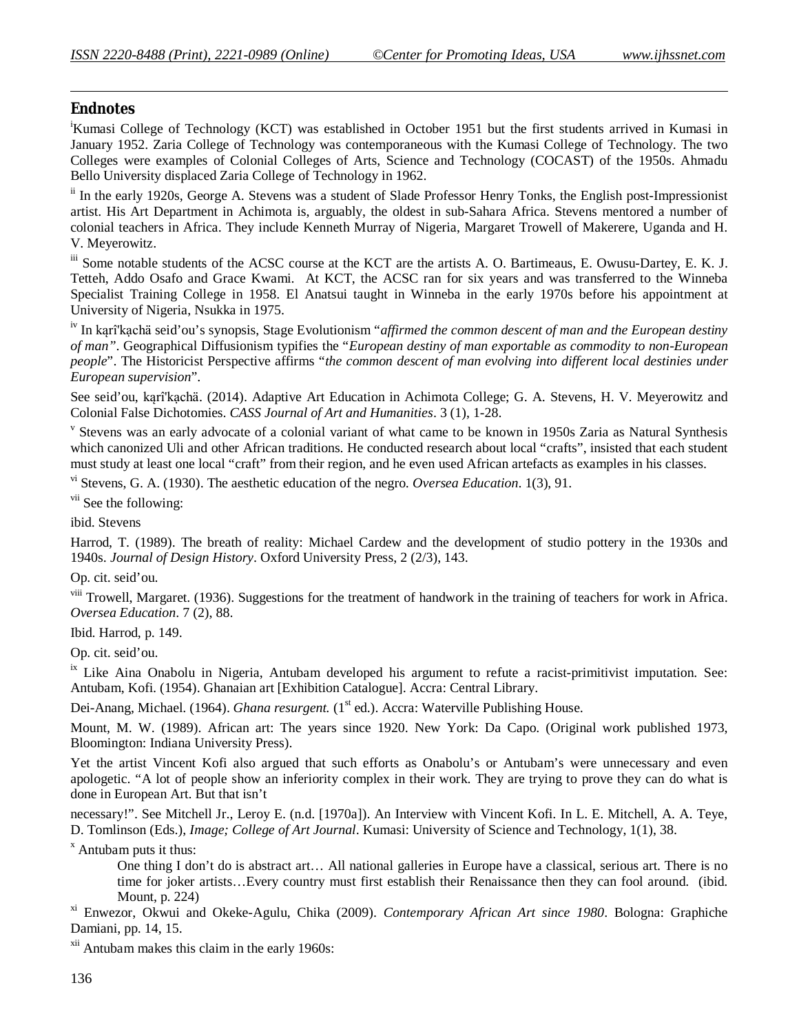## Endnotes

[i]Kumasi College of Technology (KCT) was established in October 1951 but the first students arrived in Kumasi in January 1952. Zaria College of Technology was contemporaneous with the Kumasi College of Technology. The two Colleges were examples of Colonial Colleges of Arts, Science and Technology (COCAST) of the 1950s. Ahmadu Bello University displaced Zaria College of Technology in 1962.

[ii] In the early 1920s, George A. Stevens was a student of Slade Professor Henry Tonks, the English post-Impressionist artist. His Art Department in Achimota is, arguably, the oldest in sub-Sahara Africa. Stevens mentored a number of colonial teachers in Africa. They include Kenneth Murray of Nigeria, Margaret Trowell of Makerere, Uganda and H. V. Meyerowitz.

[iii] Some notable students of the ACSC course at the KCT are the artists A. O. Bartimeaus, E. Owusu-Dartey, E. K. J. Tetteh, Addo Osafo and Grace Kwami. At KCT, the ACSC ran for six years and was transferred to the Winneba Specialist Training College in 1958. El Anatsui taught in Winneba in the early 1970s before his appointment at University of Nigeria, Nsukka in 1975.

[iv] In kąrî'kạchä seid'ou's synopsis, Stage Evolutionism "*affirmed the common descent of man and the European destiny of man"*. Geographical Diffusionism typifies the "*European destiny of man exportable as commodity to non-European people*". The Historicist Perspective affirms "*the common descent of man evolving into different local destinies under European supervision*".

See seid'ou, kąrî'kạchä. (2014). Adaptive Art Education in Achimota College; G. A. Stevens, H. V. Meyerowitz and Colonial False Dichotomies. *CASS Journal of Art and Humanities*. 3 (1), 1-28.

[v] Stevens was an early advocate of a colonial variant of what came to be known in 1950s Zaria as Natural Synthesis which canonized Uli and other African traditions. He conducted research about local "crafts", insisted that each student must study at least one local "craft" from their region, and he even used African artefacts as examples in his classes.

[vi] Stevens, G. A. (1930). The aesthetic education of the negro. *Oversea Education*. 1(3), 91.

[vii] See the following:

ibid. Stevens

Harrod, T. (1989). The breath of reality: Michael Cardew and the development of studio pottery in the 1930s and 1940s. *Journal of Design History*. Oxford University Press, 2 (2/3), 143.

Op. cit. seid'ou.

[viii] Trowell, Margaret. (1936). Suggestions for the treatment of handwork in the training of teachers for work in Africa. *Oversea Education*. 7 (2), 88.

Ibid. Harrod, p. 149.

Op. cit. seid'ou.

[ix] Like Aina Onabolu in Nigeria, Antubam developed his argument to refute a racist-primitivist imputation. See: Antubam, Kofi. (1954). Ghanaian art [Exhibition Catalogue]. Accra: Central Library.

Dei-Anang, Michael. (1964). *Ghana resurgent.* (1st ed.). Accra: Waterville Publishing House.

Mount, M. W. (1989). African art: The years since 1920. New York: Da Capo. (Original work published 1973, Bloomington: Indiana University Press).

Yet the artist Vincent Kofi also argued that such efforts as Onabolu's or Antubam's were unnecessary and even apologetic. "A lot of people show an inferiority complex in their work. They are trying to prove they can do what is done in European Art. But that isn't

necessary!". See Mitchell Jr., Leroy E. (n.d. [1970a]). An Interview with Vincent Kofi. In L. E. Mitchell, A. A. Teye, D. Tomlinson (Eds.), *Image; College of Art Journal*. Kumasi: University of Science and Technology, 1(1), 38.

[x] Antubam puts it thus:

> One thing I don't do is abstract art… All national galleries in Europe have a classical, serious art. There is no time for joker artists…Every country must first establish their Renaissance then they can fool around. (ibid. Mount, p. 224)

[xi] Enwezor, Okwui and Okeke-Agulu, Chika (2009). *Contemporary African Art since 1980*. Bologna: Graphiche Damiani, pp. 14, 15.

[xii] Antubam makes this claim in the early 1960s: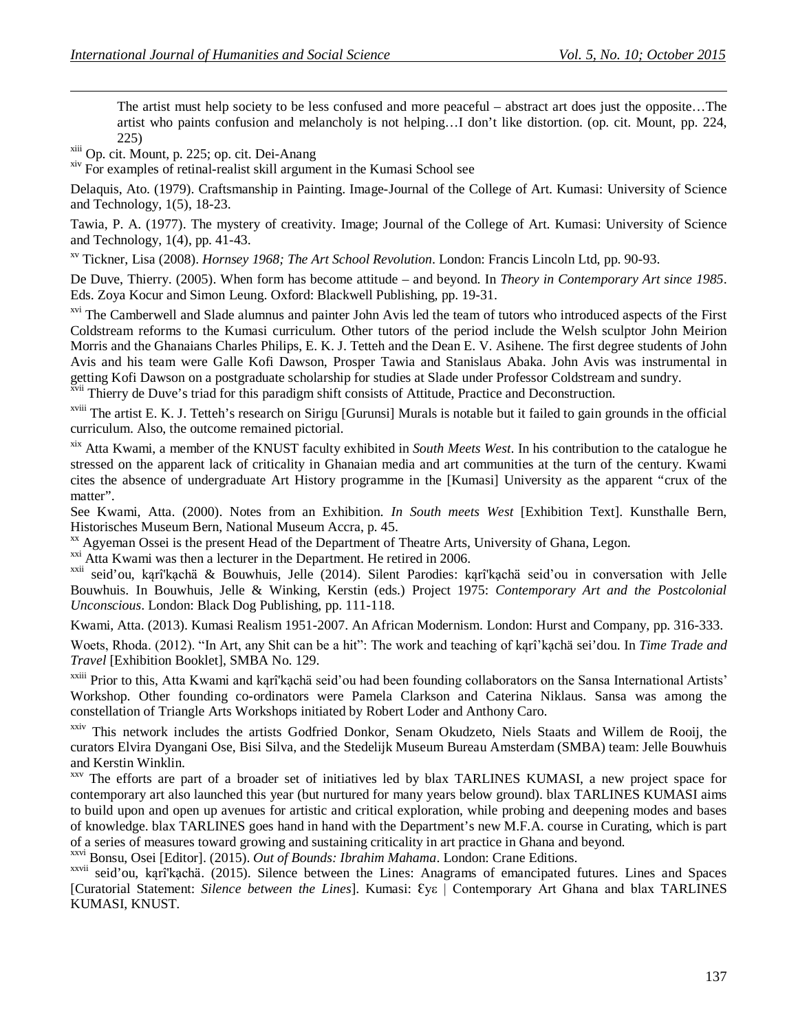> The artist must help society to be less confused and more peaceful – abstract art does just the opposite…The artist who paints confusion and melancholy is not helping…I don't like distortion. (op. cit. Mount, pp. 224, 225)

[xiii] Op. cit. Mount, p. 225; op. cit. Dei-Anang

[xiv] For examples of retinal-realist skill argument in the Kumasi School see

Delaquis, Ato. (1979). Craftsmanship in Painting. Image-Journal of the College of Art. Kumasi: University of Science and Technology, 1(5), 18-23.

Tawia, P. A. (1977). The mystery of creativity. Image; Journal of the College of Art. Kumasi: University of Science and Technology, 1(4), pp. 41-43.

[xv] Tickner, Lisa (2008). *Hornsey 1968; The Art School Revolution*. London: Francis Lincoln Ltd, pp. 90-93.

De Duve, Thierry. (2005). When form has become attitude – and beyond. In *Theory in Contemporary Art since 1985*. Eds. Zoya Kocur and Simon Leung. Oxford: Blackwell Publishing, pp. 19-31.

[xvi] The Camberwell and Slade alumnus and painter John Avis led the team of tutors who introduced aspects of the First Coldstream reforms to the Kumasi curriculum. Other tutors of the period include the Welsh sculptor John Meirion Morris and the Ghanaians Charles Philips, E. K. J. Tetteh and the Dean E. V. Asihene. The first degree students of John Avis and his team were Galle Kofi Dawson, Prosper Tawia and Stanislaus Abaka. John Avis was instrumental in getting Kofi Dawson on a postgraduate scholarship for studies at Slade under Professor Coldstream and sundry.

[xvii] Thierry de Duve's triad for this paradigm shift consists of Attitude, Practice and Deconstruction.

[xviii] The artist E. K. J. Tetteh's research on Sirigu [Gurunsi] Murals is notable but it failed to gain grounds in the official curriculum. Also, the outcome remained pictorial.

[xix] Atta Kwami, a member of the KNUST faculty exhibited in *South Meets West*. In his contribution to the catalogue he stressed on the apparent lack of criticality in Ghanaian media and art communities at the turn of the century. Kwami cites the absence of undergraduate Art History programme in the [Kumasi] University as the apparent "crux of the matter".

See Kwami, Atta. (2000). Notes from an Exhibition. *In South meets West* [Exhibition Text]. Kunsthalle Bern, Historisches Museum Bern, National Museum Accra, p. 45.

[xx] Agyeman Ossei is the present Head of the Department of Theatre Arts, University of Ghana, Legon.

[xxi] Atta Kwami was then a lecturer in the Department. He retired in 2006.

[xxii] seid'ou, kąrî'kạchä & Bouwhuis, Jelle (2014). Silent Parodies: kąrî'kạchä seid'ou in conversation with Jelle Bouwhuis. In Bouwhuis, Jelle & Winking, Kerstin (eds.) Project 1975: *Contemporary Art and the Postcolonial Unconscious*. London: Black Dog Publishing, pp. 111-118.

Kwami, Atta. (2013). Kumasi Realism 1951-2007. An African Modernism. London: Hurst and Company, pp. 316-333.

Woets, Rhoda. (2012). "In Art, any Shit can be a hit": The work and teaching of kąrî'kạchä sei'dou. In *Time Trade and Travel* [Exhibition Booklet], SMBA No. 129.

[xxiii] Prior to this, Atta Kwami and kąrî'kạchä seid'ou had been founding collaborators on the Sansa International Artists' Workshop. Other founding co-ordinators were Pamela Clarkson and Caterina Niklaus. Sansa was among the constellation of Triangle Arts Workshops initiated by Robert Loder and Anthony Caro.

[xxiv] This network includes the artists Godfried Donkor, Senam Okudzeto, Niels Staats and Willem de Rooij, the curators Elvira Dyangani Ose, Bisi Silva, and the Stedelijk Museum Bureau Amsterdam (SMBA) team: Jelle Bouwhuis and Kerstin Winklin.

[xxv] The efforts are part of a broader set of initiatives led by blax TARLINES KUMASI, a new project space for contemporary art also launched this year (but nurtured for many years below ground). blax TARLINES KUMASI aims to build upon and open up avenues for artistic and critical exploration, while probing and deepening modes and bases of knowledge. blax TARLINES goes hand in hand with the Department's new M.F.A. course in Curating, which is part of a series of measures toward growing and sustaining criticality in art practice in Ghana and beyond.

[xxvi] Bonsu, Osei [Editor]. (2015). *Out of Bounds: Ibrahim Mahama*. London: Crane Editions.

[xxvii] seid'ou, kąrî'kạchä. (2015). Silence between the Lines: Anagrams of emancipated futures. Lines and Spaces [Curatorial Statement: *Silence between the Lines*]. Kumasi: Ɛyɛ | Contemporary Art Ghana and blax TARLINES KUMASI, KNUST.